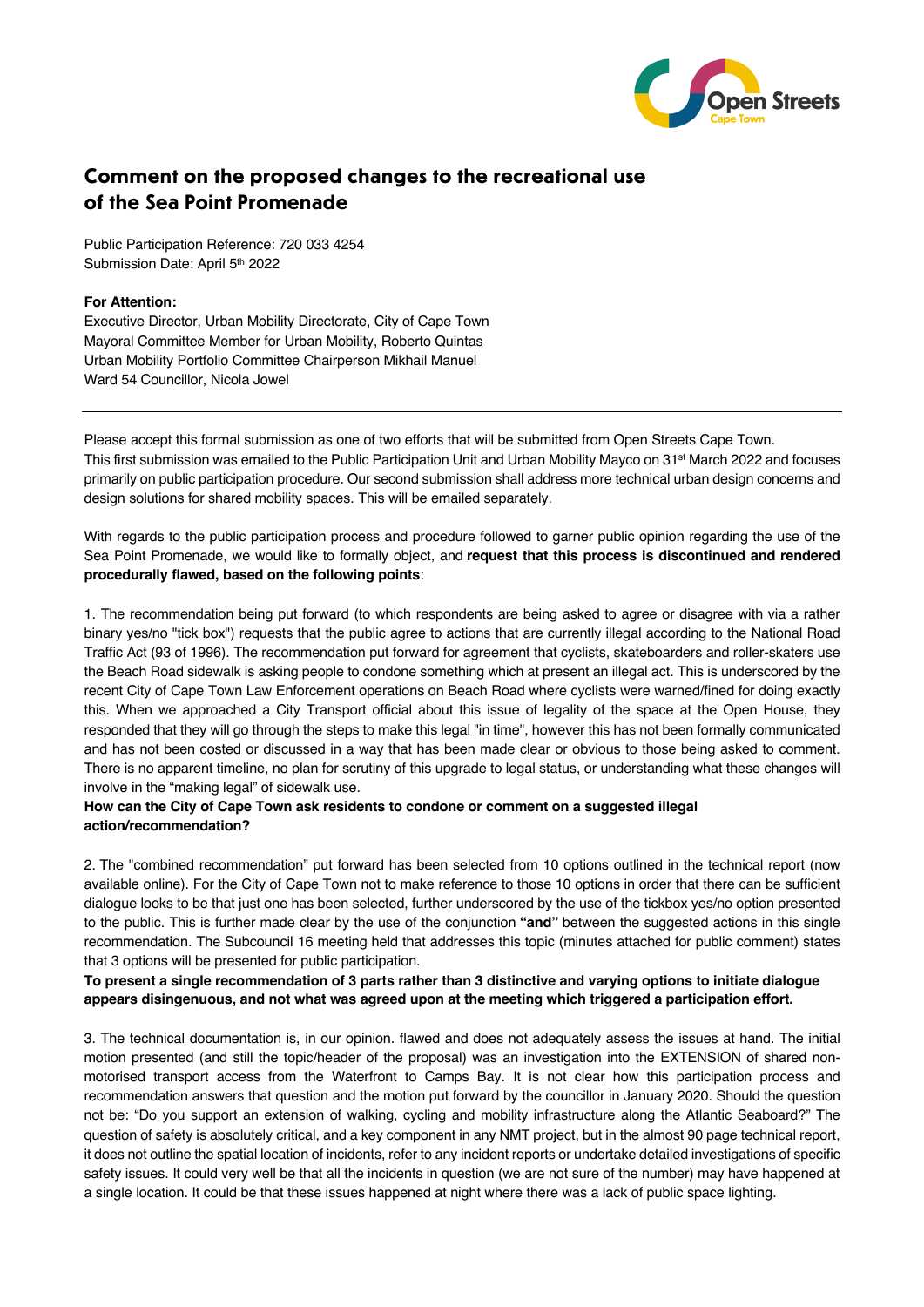# Comment on the proposed changes to the recreational use of the Sea Point Promenade

Public Participation Reference: 720 033 4254
Submission Date: April 5th 2022

**For Attention:**
Executive Director, Urban Mobility Directorate, City of Cape Town
Mayoral Committee Member for Urban Mobility, Roberto Quintas
Urban Mobility Portfolio Committee Chairperson Mikhail Manuel
Ward 54 Councillor, Nicola Jowel

---

Please accept this formal submission as one of two efforts that will be submitted from Open Streets Cape Town. This first submission was emailed to the Public Participation Unit and Urban Mobility Mayco on 31st March 2022 and focuses primarily on public participation procedure. Our second submission shall address more technical urban design concerns and design solutions for shared mobility spaces. This will be emailed separately.

With regards to the public participation process and procedure followed to garner public opinion regarding the use of the Sea Point Promenade, we would like to formally object, and **request that this process is discontinued and rendered procedurally flawed, based on the following points**:

1. The recommendation being put forward (to which respondents are being asked to agree or disagree with via a rather binary yes/no "tick box") requests that the public agree to actions that are currently illegal according to the National Road Traffic Act (93 of 1996). The recommendation put forward for agreement that cyclists, skateboarders and roller-skaters use the Beach Road sidewalk is asking people to condone something which at present an illegal act. This is underscored by the recent City of Cape Town Law Enforcement operations on Beach Road where cyclists were warned/fined for doing exactly this. When we approached a City Transport official about this issue of legality of the space at the Open House, they responded that they will go through the steps to make this legal "in time", however this has not been formally communicated and has not been costed or discussed in a way that has been made clear or obvious to those being asked to comment. There is no apparent timeline, no plan for scrutiny of this upgrade to legal status, or understanding what these changes will involve in the "making legal" of sidewalk use.
**How can the City of Cape Town ask residents to condone or comment on a suggested illegal action/recommendation?**

2. The "combined recommendation" put forward has been selected from 10 options outlined in the technical report (now available online). For the City of Cape Town not to make reference to those 10 options in order that there can be sufficient dialogue looks to be that just one has been selected, further underscored by the use of the tickbox yes/no option presented to the public. This is further made clear by the use of the conjunction **"and"** between the suggested actions in this single recommendation. The Subcouncil 16 meeting held that addresses this topic (minutes attached for public comment) states that 3 options will be presented for public participation.
**To present a single recommendation of 3 parts rather than 3 distinctive and varying options to initiate dialogue appears disingenuous, and not what was agreed upon at the meeting which triggered a participation effort.**

3. The technical documentation is, in our opinion. flawed and does not adequately assess the issues at hand. The initial motion presented (and still the topic/header of the proposal) was an investigation into the EXTENSION of shared non-motorised transport access from the Waterfront to Camps Bay. It is not clear how this participation process and recommendation answers that question and the motion put forward by the councillor in January 2020. Should the question not be: "Do you support an extension of walking, cycling and mobility infrastructure along the Atlantic Seaboard?" The question of safety is absolutely critical, and a key component in any NMT project, but in the almost 90 page technical report, it does not outline the spatial location of incidents, refer to any incident reports or undertake detailed investigations of specific safety issues. It could very well be that all the incidents in question (we are not sure of the number) may have happened at a single location. It could be that these issues happened at night where there was a lack of public space lighting.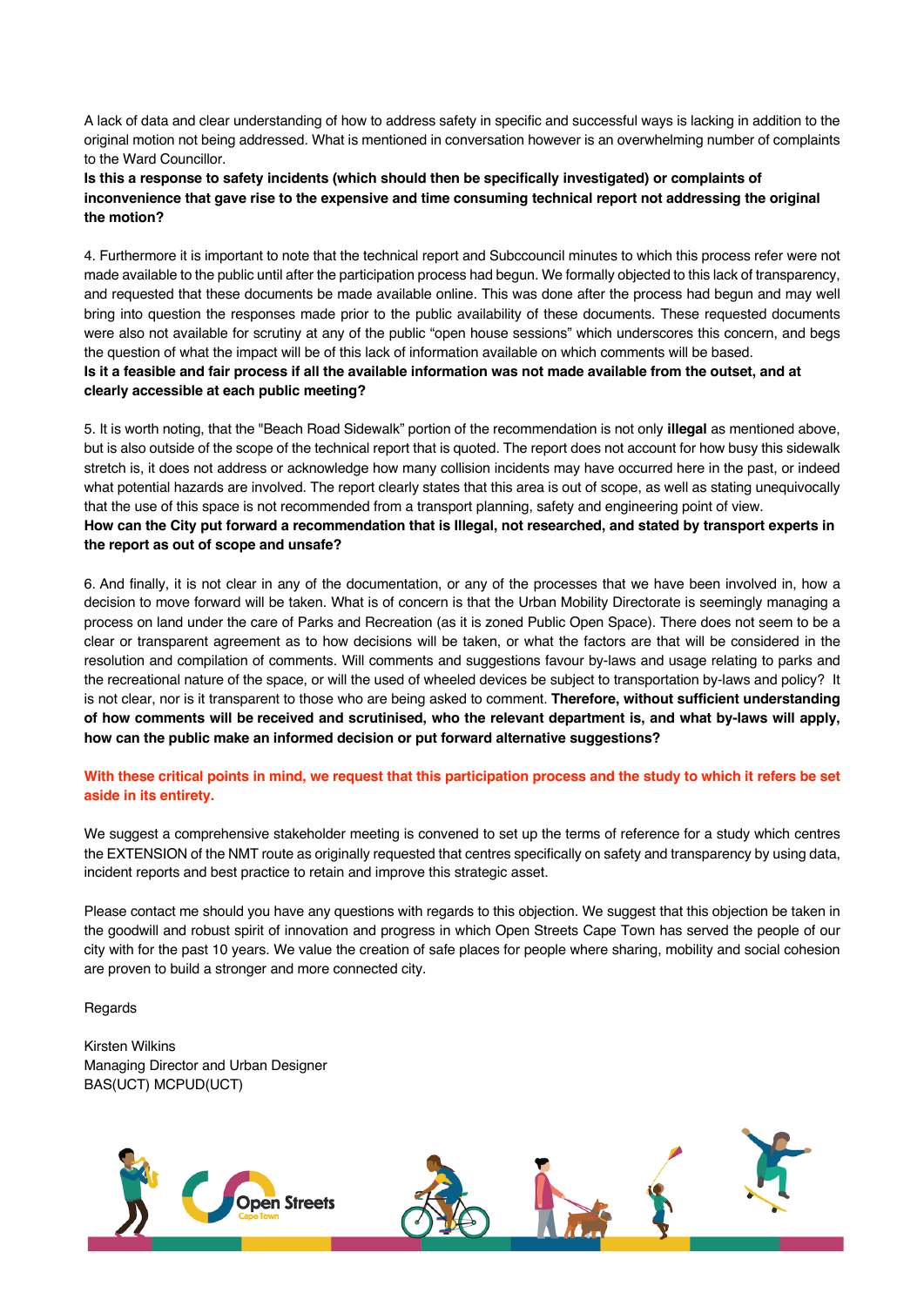A lack of data and clear understanding of how to address safety in specific and successful ways is lacking in addition to the original motion not being addressed. What is mentioned in conversation however is an overwhelming number of complaints to the Ward Councillor.

**Is this a response to safety incidents (which should then be specifically investigated) or complaints of inconvenience that gave rise to the expensive and time consuming technical report not addressing the original the motion?**

4. Furthermore it is important to note that the technical report and Subccouncil minutes to which this process refer were not made available to the public until after the participation process had begun. We formally objected to this lack of transparency, and requested that these documents be made available online. This was done after the process had begun and may well bring into question the responses made prior to the public availability of these documents. These requested documents were also not available for scrutiny at any of the public "open house sessions" which underscores this concern, and begs the question of what the impact will be of this lack of information available on which comments will be based.

**Is it a feasible and fair process if all the available information was not made available from the outset, and at clearly accessible at each public meeting?**

5. It is worth noting, that the "Beach Road Sidewalk" portion of the recommendation is not only **illegal** as mentioned above, but is also outside of the scope of the technical report that is quoted. The report does not account for how busy this sidewalk stretch is, it does not address or acknowledge how many collision incidents may have occurred here in the past, or indeed what potential hazards are involved. The report clearly states that this area is out of scope, as well as stating unequivocally that the use of this space is not recommended from a transport planning, safety and engineering point of view.

**How can the City put forward a recommendation that is Illegal, not researched, and stated by transport experts in the report as out of scope and unsafe?**

6. And finally, it is not clear in any of the documentation, or any of the processes that we have been involved in, how a decision to move forward will be taken. What is of concern is that the Urban Mobility Directorate is seemingly managing a process on land under the care of Parks and Recreation (as it is zoned Public Open Space). There does not seem to be a clear or transparent agreement as to how decisions will be taken, or what the factors are that will be considered in the resolution and compilation of comments. Will comments and suggestions favour by-laws and usage relating to parks and the recreational nature of the space, or will the used of wheeled devices be subject to transportation by-laws and policy? It is not clear, nor is it transparent to those who are being asked to comment. **Therefore, without sufficient understanding of how comments will be received and scrutinised, who the relevant department is, and what by-laws will apply, how can the public make an informed decision or put forward alternative suggestions?**

**With these critical points in mind, we request that this participation process and the study to which it refers be set aside in its entirety.**

We suggest a comprehensive stakeholder meeting is convened to set up the terms of reference for a study which centres the EXTENSION of the NMT route as originally requested that centres specifically on safety and transparency by using data, incident reports and best practice to retain and improve this strategic asset.

Please contact me should you have any questions with regards to this objection. We suggest that this objection be taken in the goodwill and robust spirit of innovation and progress in which Open Streets Cape Town has served the people of our city with for the past 10 years. We value the creation of safe places for people where sharing, mobility and social cohesion are proven to build a stronger and more connected city.

Regards

Kirsten Wilkins
Managing Director and Urban Designer
BAS(UCT) MCPUD(UCT)

Open Streets Cape Town